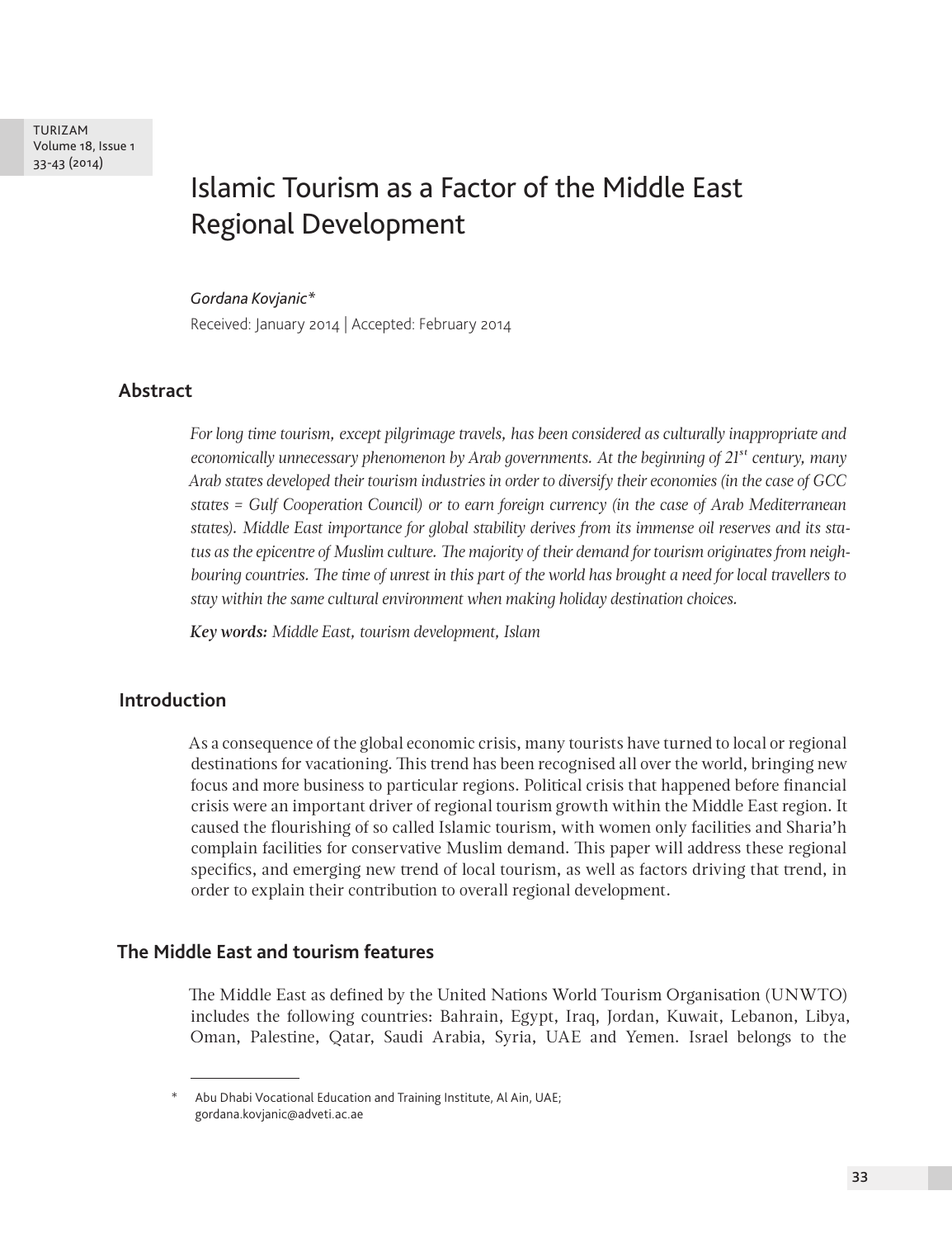# Islamic Tourism as a Factor of the Middle East Regional Development

*Gordana Kovjanic**

Received: January 2014 | Accepted: February 2014

## Abstract

*For long time tourism, except pilgrimage travels, has been considered as culturally inappropriate and economically unnecessary phenomenon by Arab governments. At the beginning of 21st century, many Arab states developed their tourism industries in order to diversify their economies (in the case of GCC states = Gulf Cooperation Council) or to earn foreign currency (in the case of Arab Mediterranean states). Middle East importance for global stability derives from its immense oil reserves and its status as the epicentre of Muslim culture. The majority of their demand for tourism originates from neighbouring countries. The time of unrest in this part of the world has brought a need for local travellers to stay within the same cultural environment when making holiday destination choices.*

***Key words:*** *Middle East, tourism development, Islam*

## Introduction

As a consequence of the global economic crisis, many tourists have turned to local or regional destinations for vacationing. This trend has been recognised all over the world, bringing new focus and more business to particular regions. Political crisis that happened before financial crisis were an important driver of regional tourism growth within the Middle East region. It caused the flourishing of so called Islamic tourism, with women only facilities and Sharia'h complain facilities for conservative Muslim demand. This paper will address these regional specifics, and emerging new trend of local tourism, as well as factors driving that trend, in order to explain their contribution to overall regional development.

## The Middle East and tourism features

The Middle East as defined by the United Nations World Tourism Organisation (UNWTO) includes the following countries: Bahrain, Egypt, Iraq, Jordan, Kuwait, Lebanon, Libya, Oman, Palestine, Qatar, Saudi Arabia, Syria, UAE and Yemen. Israel belongs to the

\* Abu Dhabi Vocational Education and Training Institute, Al Ain, UAE; gordana.kovjanic@adveti.ac.ae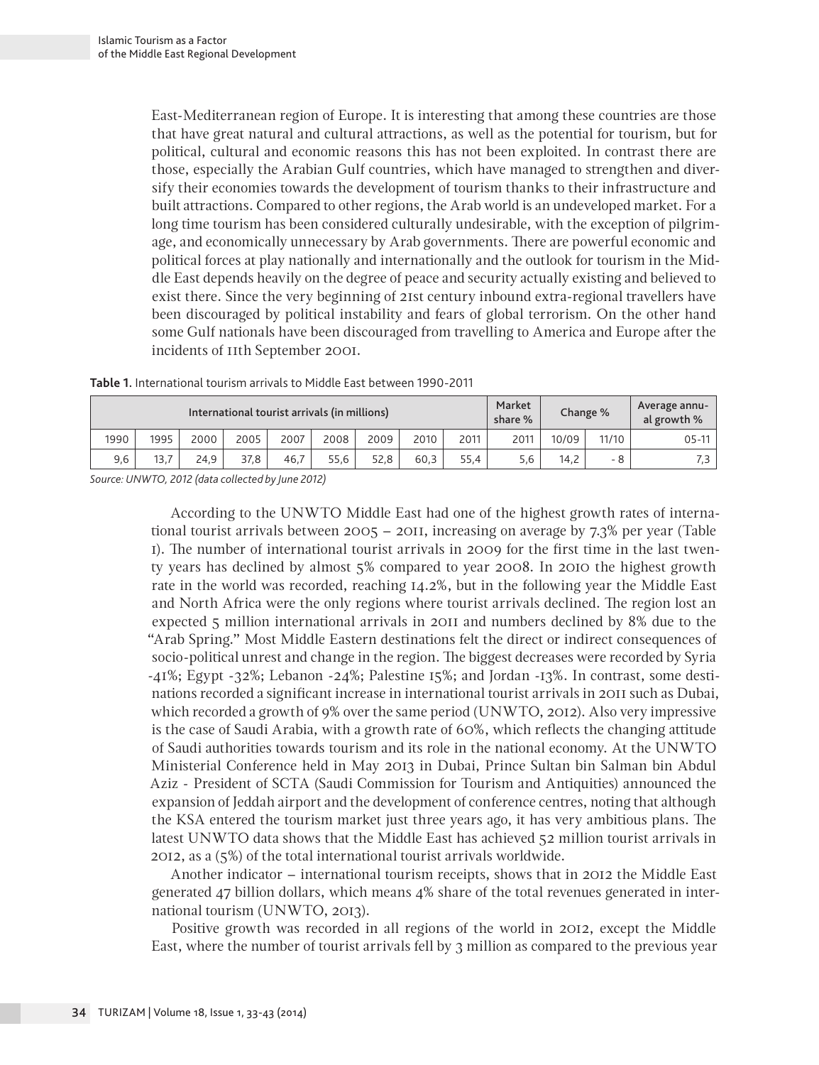East-Mediterranean region of Europe. It is interesting that among these countries are those that have great natural and cultural attractions, as well as the potential for tourism, but for political, cultural and economic reasons this has not been exploited. In contrast there are those, especially the Arabian Gulf countries, which have managed to strengthen and diversify their economies towards the development of tourism thanks to their infrastructure and built attractions. Compared to other regions, the Arab world is an undeveloped market. For a long time tourism has been considered culturally undesirable, with the exception of pilgrimage, and economically unnecessary by Arab governments. There are powerful economic and political forces at play nationally and internationally and the outlook for tourism in the Middle East depends heavily on the degree of peace and security actually existing and believed to exist there. Since the very beginning of 21st century inbound extra-regional travellers have been discouraged by political instability and fears of global terrorism. On the other hand some Gulf nationals have been discouraged from travelling to America and Europe after the incidents of 11th September 2001.

**Table 1.** International tourism arrivals to Middle East between 1990-2011

| International tourist arrivals (in millions) | | | | | | | | | Market share % | Change % | | Average annual growth % |
|---|---|---|---|---|---|---|---|---|---|---|---|---|
| 1990 | 1995 | 2000 | 2005 | 2007 | 2008 | 2009 | 2010 | 2011 | 2011 | 10/09 | 11/10 | 05-11 |
| 9,6 | 13,7 | 24,9 | 37,8 | 46,7 | 55,6 | 52,8 | 60,3 | 55,4 | 5,6 | 14,2 | - 8 | 7,3 |

*Source: UNWTO, 2012 (data collected by June 2012)*

According to the UNWTO Middle East had one of the highest growth rates of international tourist arrivals between 2005 – 2011, increasing on average by 7.3% per year (Table 1). The number of international tourist arrivals in 2009 for the first time in the last twenty years has declined by almost 5% compared to year 2008. In 2010 the highest growth rate in the world was recorded, reaching 14.2%, but in the following year the Middle East and North Africa were the only regions where tourist arrivals declined. The region lost an expected 5 million international arrivals in 2011 and numbers declined by 8% due to the "Arab Spring." Most Middle Eastern destinations felt the direct or indirect consequences of socio-political unrest and change in the region. The biggest decreases were recorded by Syria -41%; Egypt -32%; Lebanon -24%; Palestine 15%; and Jordan -13%. In contrast, some destinations recorded a significant increase in international tourist arrivals in 2011 such as Dubai, which recorded a growth of 9% over the same period (UNWTO, 2012). Also very impressive is the case of Saudi Arabia, with a growth rate of 60%, which reflects the changing attitude of Saudi authorities towards tourism and its role in the national economy. At the UNWTO Ministerial Conference held in May 2013 in Dubai, Prince Sultan bin Salman bin Abdul Aziz - President of SCTA (Saudi Commission for Tourism and Antiquities) announced the expansion of Jeddah airport and the development of conference centres, noting that although the KSA entered the tourism market just three years ago, it has very ambitious plans. The latest UNWTO data shows that the Middle East has achieved 52 million tourist arrivals in 2012, as a (5%) of the total international tourist arrivals worldwide.

Another indicator – international tourism receipts, shows that in 2012 the Middle East generated 47 billion dollars, which means 4% share of the total revenues generated in international tourism (UNWTO, 2013).

Positive growth was recorded in all regions of the world in 2012, except the Middle East, where the number of tourist arrivals fell by 3 million as compared to the previous year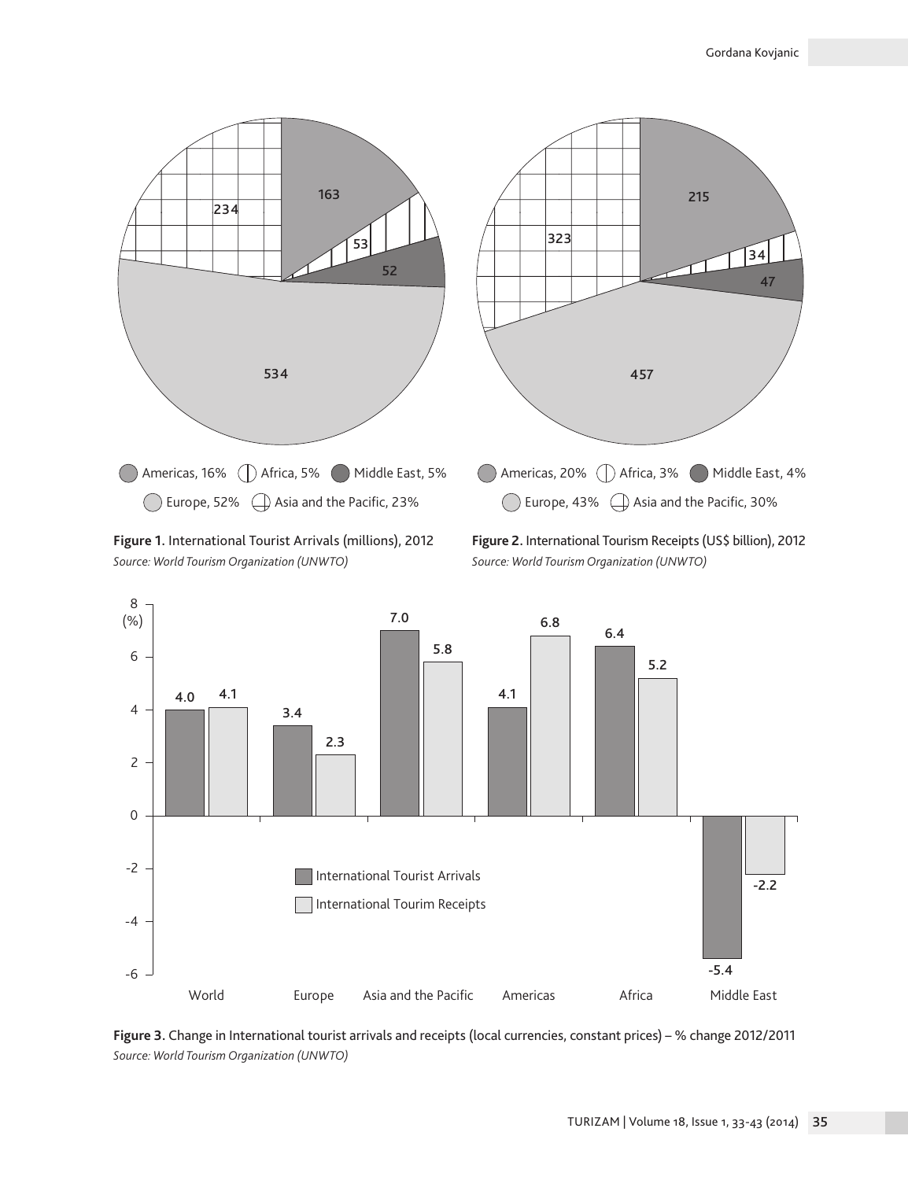Figure 1. International Tourist Arrivals (millions), 2012
*Source: World Tourism Organization (UNWTO)*

Figure 2. International Tourism Receipts (US$ billion), 2012
*Source: World Tourism Organization (UNWTO)*

Figure 3. Change in International tourist arrivals and receipts (local currencies, constant prices) – % change 2012/2011
*Source: World Tourism Organization (UNWTO)*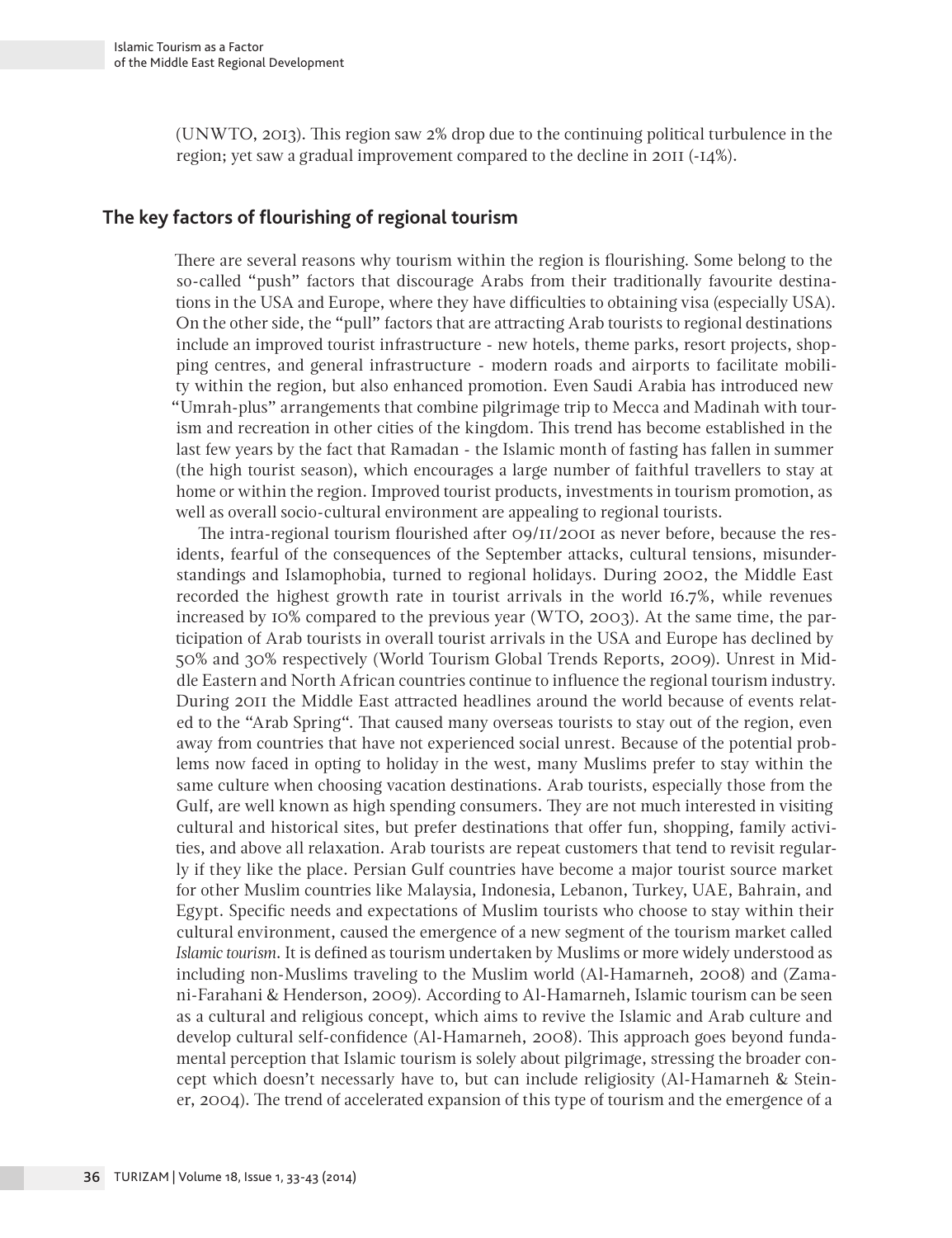(UNWTO, 2013). This region saw 2% drop due to the continuing political turbulence in the region; yet saw a gradual improvement compared to the decline in 2011 (-14%).

## The key factors of flourishing of regional tourism

There are several reasons why tourism within the region is flourishing. Some belong to the so-called "push" factors that discourage Arabs from their traditionally favourite destinations in the USA and Europe, where they have difficulties to obtaining visa (especially USA). On the other side, the "pull" factors that are attracting Arab tourists to regional destinations include an improved tourist infrastructure - new hotels, theme parks, resort projects, shopping centres, and general infrastructure - modern roads and airports to facilitate mobility within the region, but also enhanced promotion. Even Saudi Arabia has introduced new "Umrah-plus" arrangements that combine pilgrimage trip to Mecca and Madinah with tourism and recreation in other cities of the kingdom. This trend has become established in the last few years by the fact that Ramadan - the Islamic month of fasting has fallen in summer (the high tourist season), which encourages a large number of faithful travellers to stay at home or within the region. Improved tourist products, investments in tourism promotion, as well as overall socio-cultural environment are appealing to regional tourists.

The intra-regional tourism flourished after 09/11/2001 as never before, because the residents, fearful of the consequences of the September attacks, cultural tensions, misunderstandings and Islamophobia, turned to regional holidays. During 2002, the Middle East recorded the highest growth rate in tourist arrivals in the world 16.7%, while revenues increased by 10% compared to the previous year (WTO, 2003). At the same time, the participation of Arab tourists in overall tourist arrivals in the USA and Europe has declined by 50% and 30% respectively (World Tourism Global Trends Reports, 2009). Unrest in Middle Eastern and North African countries continue to influence the regional tourism industry. During 2011 the Middle East attracted headlines around the world because of events related to the "Arab Spring". That caused many overseas tourists to stay out of the region, even away from countries that have not experienced social unrest. Because of the potential problems now faced in opting to holiday in the west, many Muslims prefer to stay within the same culture when choosing vacation destinations. Arab tourists, especially those from the Gulf, are well known as high spending consumers. They are not much interested in visiting cultural and historical sites, but prefer destinations that offer fun, shopping, family activities, and above all relaxation. Arab tourists are repeat customers that tend to revisit regularly if they like the place. Persian Gulf countries have become a major tourist source market for other Muslim countries like Malaysia, Indonesia, Lebanon, Turkey, UAE, Bahrain, and Egypt. Specific needs and expectations of Muslim tourists who choose to stay within their cultural environment, caused the emergence of a new segment of the tourism market called *Islamic tourism*. It is defined as tourism undertaken by Muslims or more widely understood as including non-Muslims traveling to the Muslim world (Al-Hamarneh, 2008) and (Zamani-Farahani & Henderson, 2009). According to Al-Hamarneh, Islamic tourism can be seen as a cultural and religious concept, which aims to revive the Islamic and Arab culture and develop cultural self-confidence (Al-Hamarneh, 2008). This approach goes beyond fundamental perception that Islamic tourism is solely about pilgrimage, stressing the broader concept which doesn't necessary have to, but can include religiosity (Al-Hamarneh & Steiner, 2004). The trend of accelerated expansion of this type of tourism and the emergence of a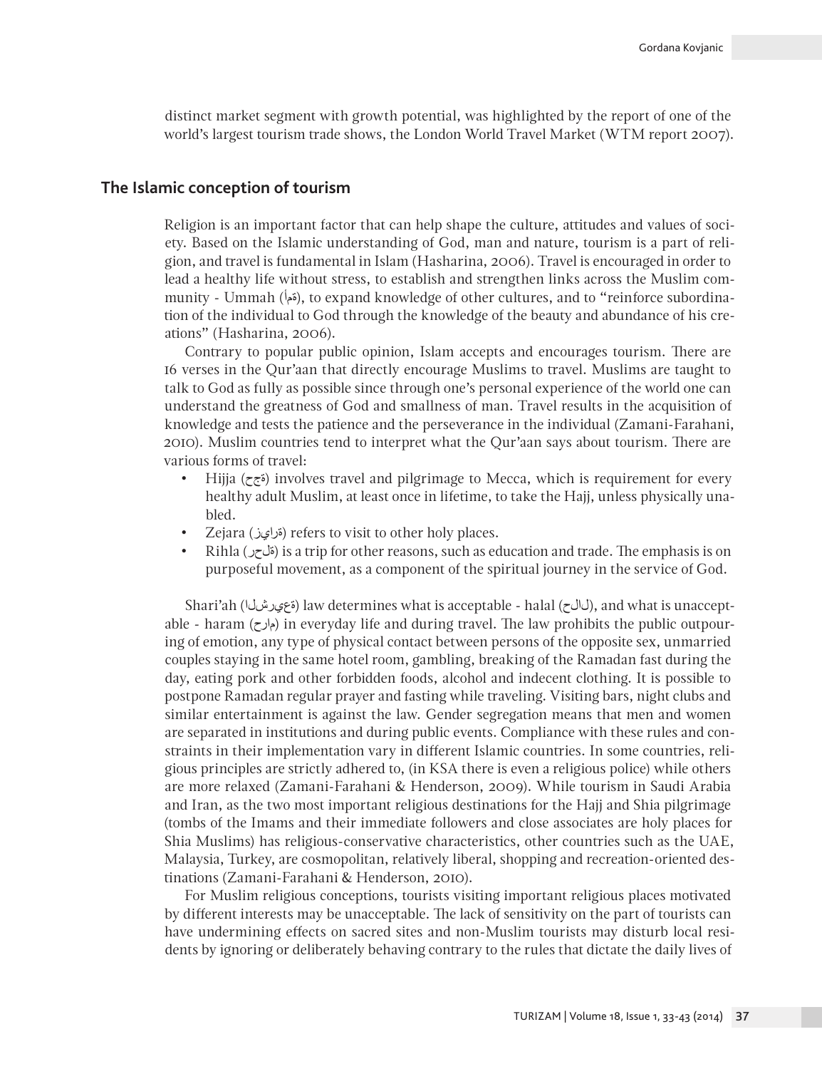distinct market segment with growth potential, was highlighted by the report of one of the world's largest tourism trade shows, the London World Travel Market (WTM report 2007).

## The Islamic conception of tourism

Religion is an important factor that can help shape the culture, attitudes and values of society. Based on the Islamic understanding of God, man and nature, tourism is a part of religion, and travel is fundamental in Islam (Hasharina, 2006). Travel is encouraged in order to lead a healthy life without stress, to establish and strengthen links across the Muslim community - Ummah (ةمأ), to expand knowledge of other cultures, and to "reinforce subordination of the individual to God through the knowledge of the beauty and abundance of his creations" (Hasharina, 2006).

Contrary to popular public opinion, Islam accepts and encourages tourism. There are 16 verses in the Qur'aan that directly encourage Muslims to travel. Muslims are taught to talk to God as fully as possible since through one's personal experience of the world one can understand the greatness of God and smallness of man. Travel results in the acquisition of knowledge and tests the patience and the perseverance in the individual (Zamani-Farahani, 2010). Muslim countries tend to interpret what the Qur'aan says about tourism. There are various forms of travel:

- Hijja (ةجح) involves travel and pilgrimage to Mecca, which is requirement for every healthy adult Muslim, at least once in lifetime, to take the Hajj, unless physically unabled.
- Zejara (ةرايز) refers to visit to other holy places.
- Rihla (ةلحر) is a trip for other reasons, such as education and trade. The emphasis is on purposeful movement, as a component of the spiritual journey in the service of God.

Shari'ah (ةعيرشلا) law determines what is acceptable - halal (لالح), and what is unacceptable - haram (مارح) in everyday life and during travel. The law prohibits the public outpouring of emotion, any type of physical contact between persons of the opposite sex, unmarried couples staying in the same hotel room, gambling, breaking of the Ramadan fast during the day, eating pork and other forbidden foods, alcohol and indecent clothing. It is possible to postpone Ramadan regular prayer and fasting while traveling. Visiting bars, night clubs and similar entertainment is against the law. Gender segregation means that men and women are separated in institutions and during public events. Compliance with these rules and constraints in their implementation vary in different Islamic countries. In some countries, religious principles are strictly adhered to, (in KSA there is even a religious police) while others are more relaxed (Zamani-Farahani & Henderson, 2009). While tourism in Saudi Arabia and Iran, as the two most important religious destinations for the Hajj and Shia pilgrimage (tombs of the Imams and their immediate followers and close associates are holy places for Shia Muslims) has religious-conservative characteristics, other countries such as the UAE, Malaysia, Turkey, are cosmopolitan, relatively liberal, shopping and recreation-oriented destinations (Zamani-Farahani & Henderson, 2010).

For Muslim religious conceptions, tourists visiting important religious places motivated by different interests may be unacceptable. The lack of sensitivity on the part of tourists can have undermining effects on sacred sites and non-Muslim tourists may disturb local residents by ignoring or deliberately behaving contrary to the rules that dictate the daily lives of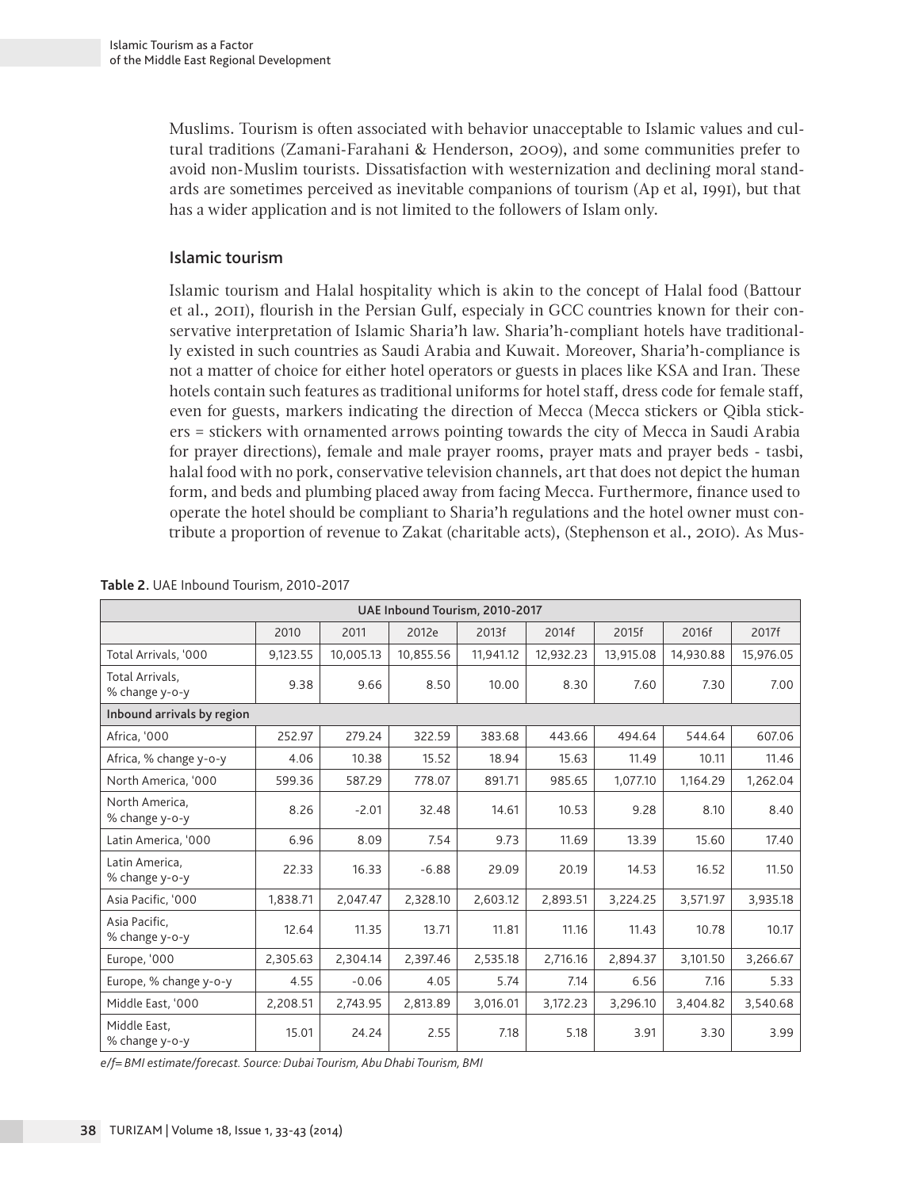Muslims. Tourism is often associated with behavior unacceptable to Islamic values and cultural traditions (Zamani-Farahani & Henderson, 2009), and some communities prefer to avoid non-Muslim tourists. Dissatisfaction with westernization and declining moral standards are sometimes perceived as inevitable companions of tourism (Ap et al, 1991), but that has a wider application and is not limited to the followers of Islam only.

## Islamic tourism

Islamic tourism and Halal hospitality which is akin to the concept of Halal food (Battour et al., 2011), flourish in the Persian Gulf, especialy in GCC countries known for their conservative interpretation of Islamic Sharia'h law. Sharia'h-compliant hotels have traditionally existed in such countries as Saudi Arabia and Kuwait. Moreover, Sharia'h-compliance is not a matter of choice for either hotel operators or guests in places like KSA and Iran. These hotels contain such features as traditional uniforms for hotel staff, dress code for female staff, even for guests, markers indicating the direction of Mecca (Mecca stickers or Qibla stickers = stickers with ornamented arrows pointing towards the city of Mecca in Saudi Arabia for prayer directions), female and male prayer rooms, prayer mats and prayer beds - tasbi, halal food with no pork, conservative television channels, art that does not depict the human form, and beds and plumbing placed away from facing Mecca. Furthermore, finance used to operate the hotel should be compliant to Sharia'h regulations and the hotel owner must contribute a proportion of revenue to Zakat (charitable acts), (Stephenson et al., 2010). As Mus-

**Table 2.** UAE Inbound Tourism, 2010-2017

| UAE Inbound Tourism, 2010-2017 | | | | | | | | |
|---|---|---|---|---|---|---|---|---|
| | 2010 | 2011 | 2012e | 2013f | 2014f | 2015f | 2016f | 2017f |
| Total Arrivals, '000 | 9,123.55 | 10,005.13 | 10,855.56 | 11,941.12 | 12,932.23 | 13,915.08 | 14,930.88 | 15,976.05 |
| Total Arrivals, % change y-o-y | 9.38 | 9.66 | 8.50 | 10.00 | 8.30 | 7.60 | 7.30 | 7.00 |
| **Inbound arrivals by region** | | | | | | | | |
| Africa, '000 | 252.97 | 279.24 | 322.59 | 383.68 | 443.66 | 494.64 | 544.64 | 607.06 |
| Africa, % change y-o-y | 4.06 | 10.38 | 15.52 | 18.94 | 15.63 | 11.49 | 10.11 | 11.46 |
| North America, '000 | 599.36 | 587.29 | 778.07 | 891.71 | 985.65 | 1,077.10 | 1,164.29 | 1,262.04 |
| North America, % change y-o-y | 8.26 | -2.01 | 32.48 | 14.61 | 10.53 | 9.28 | 8.10 | 8.40 |
| Latin America, '000 | 6.96 | 8.09 | 7.54 | 9.73 | 11.69 | 13.39 | 15.60 | 17.40 |
| Latin America, % change y-o-y | 22.33 | 16.33 | -6.88 | 29.09 | 20.19 | 14.53 | 16.52 | 11.50 |
| Asia Pacific, '000 | 1,838.71 | 2,047.47 | 2,328.10 | 2,603.12 | 2,893.51 | 3,224.25 | 3,571.97 | 3,935.18 |
| Asia Pacific, % change y-o-y | 12.64 | 11.35 | 13.71 | 11.81 | 11.16 | 11.43 | 10.78 | 10.17 |
| Europe, '000 | 2,305.63 | 2,304.14 | 2,397.46 | 2,535.18 | 2,716.16 | 2,894.37 | 3,101.50 | 3,266.67 |
| Europe, % change y-o-y | 4.55 | -0.06 | 4.05 | 5.74 | 7.14 | 6.56 | 7.16 | 5.33 |
| Middle East, '000 | 2,208.51 | 2,743.95 | 2,813.89 | 3,016.01 | 3,172.23 | 3,296.10 | 3,404.82 | 3,540.68 |
| Middle East, % change y-o-y | 15.01 | 24.24 | 2.55 | 7.18 | 5.18 | 3.91 | 3.30 | 3.99 |

*e/f= BMI estimate/forecast. Source: Dubai Tourism, Abu Dhabi Tourism, BMI*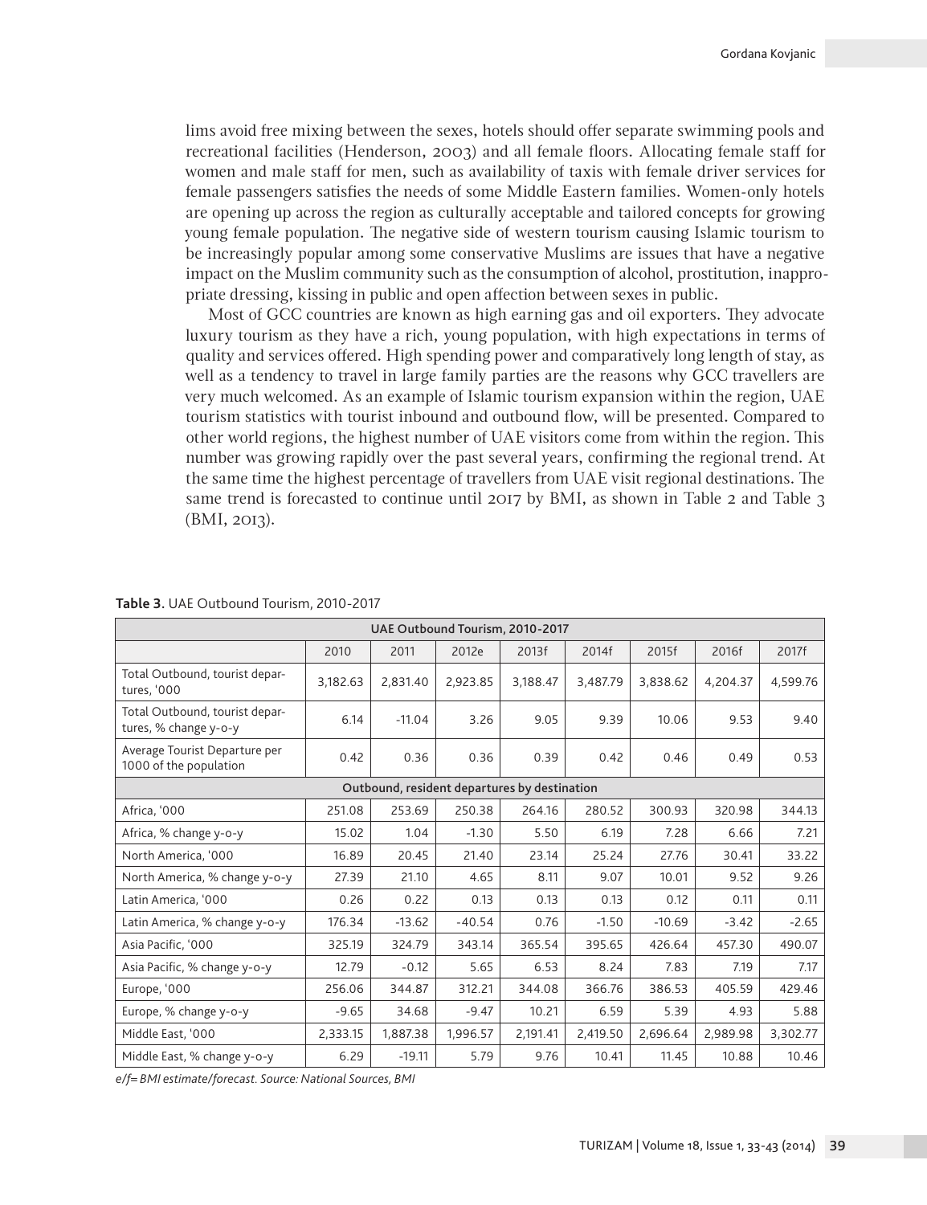lims avoid free mixing between the sexes, hotels should offer separate swimming pools and recreational facilities (Henderson, 2003) and all female floors. Allocating female staff for women and male staff for men, such as availability of taxis with female driver services for female passengers satisfies the needs of some Middle Eastern families. Women-only hotels are opening up across the region as culturally acceptable and tailored concepts for growing young female population. The negative side of western tourism causing Islamic tourism to be increasingly popular among some conservative Muslims are issues that have a negative impact on the Muslim community such as the consumption of alcohol, prostitution, inappropriate dressing, kissing in public and open affection between sexes in public.

Most of GCC countries are known as high earning gas and oil exporters. They advocate luxury tourism as they have a rich, young population, with high expectations in terms of quality and services offered. High spending power and comparatively long length of stay, as well as a tendency to travel in large family parties are the reasons why GCC travellers are very much welcomed. As an example of Islamic tourism expansion within the region, UAE tourism statistics with tourist inbound and outbound flow, will be presented. Compared to other world regions, the highest number of UAE visitors come from within the region. This number was growing rapidly over the past several years, confirming the regional trend. At the same time the highest percentage of travellers from UAE visit regional destinations. The same trend is forecasted to continue until 2017 by BMI, as shown in Table 2 and Table 3 (BMI, 2013).

**Table 3**. UAE Outbound Tourism, 2010-2017

| UAE Outbound Tourism, 2010-2017 | | | | | | | | |
|---|---|---|---|---|---|---|---|---|
| | 2010 | 2011 | 2012e | 2013f | 2014f | 2015f | 2016f | 2017f |
| Total Outbound, tourist departures, '000 | 3,182.63 | 2,831.40 | 2,923.85 | 3,188.47 | 3,487.79 | 3,838.62 | 4,204.37 | 4,599.76 |
| Total Outbound, tourist departures, % change y-o-y | 6.14 | -11.04 | 3.26 | 9.05 | 9.39 | 10.06 | 9.53 | 9.40 |
| Average Tourist Departure per 1000 of the population | 0.42 | 0.36 | 0.36 | 0.39 | 0.42 | 0.46 | 0.49 | 0.53 |
| Outbound, resident departures by destination | | | | | | | | |
| Africa, '000 | 251.08 | 253.69 | 250.38 | 264.16 | 280.52 | 300.93 | 320.98 | 344.13 |
| Africa, % change y-o-y | 15.02 | 1.04 | -1.30 | 5.50 | 6.19 | 7.28 | 6.66 | 7.21 |
| North America, '000 | 16.89 | 20.45 | 21.40 | 23.14 | 25.24 | 27.76 | 30.41 | 33.22 |
| North America, % change y-o-y | 27.39 | 21.10 | 4.65 | 8.11 | 9.07 | 10.01 | 9.52 | 9.26 |
| Latin America, '000 | 0.26 | 0.22 | 0.13 | 0.13 | 0.13 | 0.12 | 0.11 | 0.11 |
| Latin America, % change y-o-y | 176.34 | -13.62 | -40.54 | 0.76 | -1.50 | -10.69 | -3.42 | -2.65 |
| Asia Pacific, '000 | 325.19 | 324.79 | 343.14 | 365.54 | 395.65 | 426.64 | 457.30 | 490.07 |
| Asia Pacific, % change y-o-y | 12.79 | -0.12 | 5.65 | 6.53 | 8.24 | 7.83 | 7.19 | 7.17 |
| Europe, '000 | 256.06 | 344.87 | 312.21 | 344.08 | 366.76 | 386.53 | 405.59 | 429.46 |
| Europe, % change y-o-y | -9.65 | 34.68 | -9.47 | 10.21 | 6.59 | 5.39 | 4.93 | 5.88 |
| Middle East, '000 | 2,333.15 | 1,887.38 | 1,996.57 | 2,191.41 | 2,419.50 | 2,696.64 | 2,989.98 | 3,302.77 |
| Middle East, % change y-o-y | 6.29 | -19.11 | 5.79 | 9.76 | 10.41 | 11.45 | 10.88 | 10.46 |

*e/f= BMI estimate/forecast. Source: National Sources, BMI*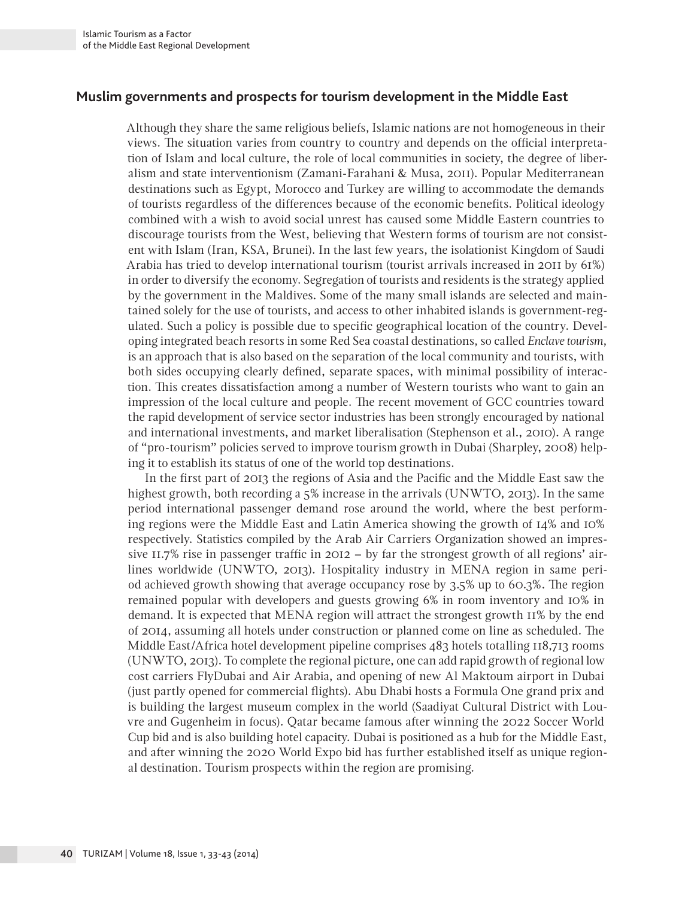## Muslim governments and prospects for tourism development in the Middle East

Although they share the same religious beliefs, Islamic nations are not homogeneous in their views. The situation varies from country to country and depends on the official interpretation of Islam and local culture, the role of local communities in society, the degree of liberalism and state interventionism (Zamani-Farahani & Musa, 2011). Popular Mediterranean destinations such as Egypt, Morocco and Turkey are willing to accommodate the demands of tourists regardless of the differences because of the economic benefits. Political ideology combined with a wish to avoid social unrest has caused some Middle Eastern countries to discourage tourists from the West, believing that Western forms of tourism are not consistent with Islam (Iran, KSA, Brunei). In the last few years, the isolationist Kingdom of Saudi Arabia has tried to develop international tourism (tourist arrivals increased in 2011 by 61%) in order to diversify the economy. Segregation of tourists and residents is the strategy applied by the government in the Maldives. Some of the many small islands are selected and maintained solely for the use of tourists, and access to other inhabited islands is government-regulated. Such a policy is possible due to specific geographical location of the country. Developing integrated beach resorts in some Red Sea coastal destinations, so called *Enclave tourism*, is an approach that is also based on the separation of the local community and tourists, with both sides occupying clearly defined, separate spaces, with minimal possibility of interaction. This creates dissatisfaction among a number of Western tourists who want to gain an impression of the local culture and people. The recent movement of GCC countries toward the rapid development of service sector industries has been strongly encouraged by national and international investments, and market liberalisation (Stephenson et al., 2010). A range of "pro-tourism" policies served to improve tourism growth in Dubai (Sharpley, 2008) helping it to establish its status of one of the world top destinations.

In the first part of 2013 the regions of Asia and the Pacific and the Middle East saw the highest growth, both recording a 5% increase in the arrivals (UNWTO, 2013). In the same period international passenger demand rose around the world, where the best performing regions were the Middle East and Latin America showing the growth of 14% and 10% respectively. Statistics compiled by the Arab Air Carriers Organization showed an impressive 11.7% rise in passenger traffic in 2012 – by far the strongest growth of all regions' airlines worldwide (UNWTO, 2013). Hospitality industry in MENA region in same period achieved growth showing that average occupancy rose by 3.5% up to 60.3%. The region remained popular with developers and guests growing 6% in room inventory and 10% in demand. It is expected that MENA region will attract the strongest growth 11% by the end of 2014, assuming all hotels under construction or planned come on line as scheduled. The Middle East/Africa hotel development pipeline comprises 483 hotels totalling 118,713 rooms (UNWTO, 2013). To complete the regional picture, one can add rapid growth of regional low cost carriers FlyDubai and Air Arabia, and opening of new Al Maktoum airport in Dubai (just partly opened for commercial flights). Abu Dhabi hosts a Formula One grand prix and is building the largest museum complex in the world (Saadiyat Cultural District with Louvre and Gugenheim in focus). Qatar became famous after winning the 2022 Soccer World Cup bid and is also building hotel capacity. Dubai is positioned as a hub for the Middle East, and after winning the 2020 World Expo bid has further established itself as unique regional destination. Tourism prospects within the region are promising.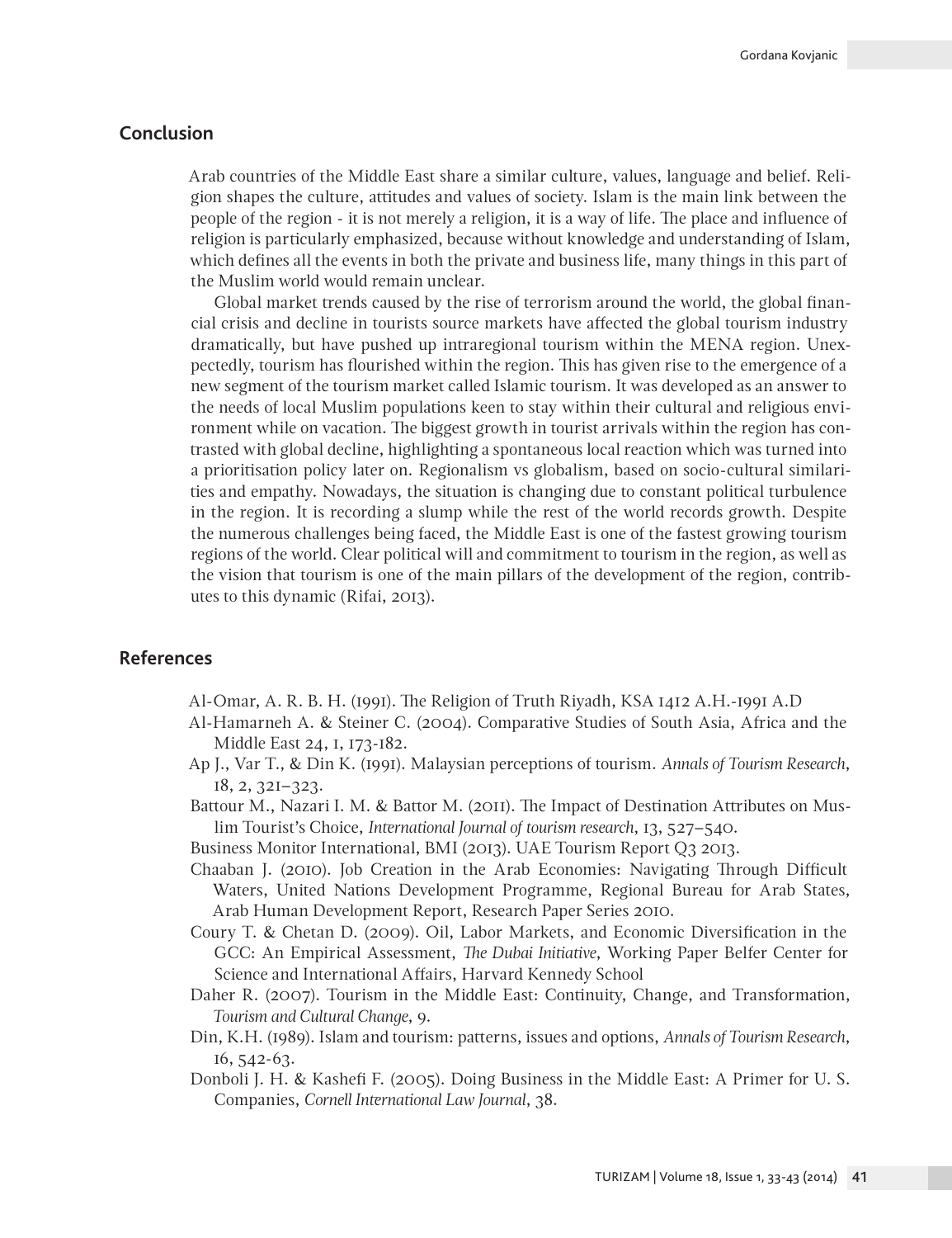## Conclusion

Arab countries of the Middle East share a similar culture, values, language and belief. Religion shapes the culture, attitudes and values of society. Islam is the main link between the people of the region - it is not merely a religion, it is a way of life. The place and influence of religion is particularly emphasized, because without knowledge and understanding of Islam, which defines all the events in both the private and business life, many things in this part of the Muslim world would remain unclear.

Global market trends caused by the rise of terrorism around the world, the global financial crisis and decline in tourists source markets have affected the global tourism industry dramatically, but have pushed up intraregional tourism within the MENA region. Unexpectedly, tourism has flourished within the region. This has given rise to the emergence of a new segment of the tourism market called Islamic tourism. It was developed as an answer to the needs of local Muslim populations keen to stay within their cultural and religious environment while on vacation. The biggest growth in tourist arrivals within the region has contrasted with global decline, highlighting a spontaneous local reaction which was turned into a prioritisation policy later on. Regionalism vs globalism, based on socio-cultural similarities and empathy. Nowadays, the situation is changing due to constant political turbulence in the region. It is recording a slump while the rest of the world records growth. Despite the numerous challenges being faced, the Middle East is one of the fastest growing tourism regions of the world. Clear political will and commitment to tourism in the region, as well as the vision that tourism is one of the main pillars of the development of the region, contributes to this dynamic (Rifai, 2013).

## References

Al-Omar, A. R. B. H. (1991). The Religion of Truth Riyadh, KSA 1412 A.H.-1991 A.D

Al-Hamarneh A. & Steiner C. (2004). Comparative Studies of South Asia, Africa and the Middle East 24, 1, 173-182.

Ap J., Var T., & Din K. (1991). Malaysian perceptions of tourism. *Annals of Tourism Research*, 18, 2, 321–323.

Battour M., Nazari I. M. & Battor M. (2011). The Impact of Destination Attributes on Muslim Tourist's Choice, *International Journal of tourism research*, 13, 527–540.

Business Monitor International, BMI (2013). UAE Tourism Report Q3 2013.

Chaaban J. (2010). Job Creation in the Arab Economies: Navigating Through Difficult Waters, United Nations Development Programme, Regional Bureau for Arab States, Arab Human Development Report, Research Paper Series 2010.

Coury T. & Chetan D. (2009). Oil, Labor Markets, and Economic Diversification in the GCC: An Empirical Assessment, *The Dubai Initiative*, Working Paper Belfer Center for Science and International Affairs, Harvard Kennedy School

Daher R. (2007). Tourism in the Middle East: Continuity, Change, and Transformation, *Tourism and Cultural Change*, 9.

Din, K.H. (1989). Islam and tourism: patterns, issues and options, *Annals of Tourism Research*, 16, 542-63.

Donboli J. H. & Kashefi F. (2005). Doing Business in the Middle East: A Primer for U. S. Companies, *Cornell International Law Journal*, 38.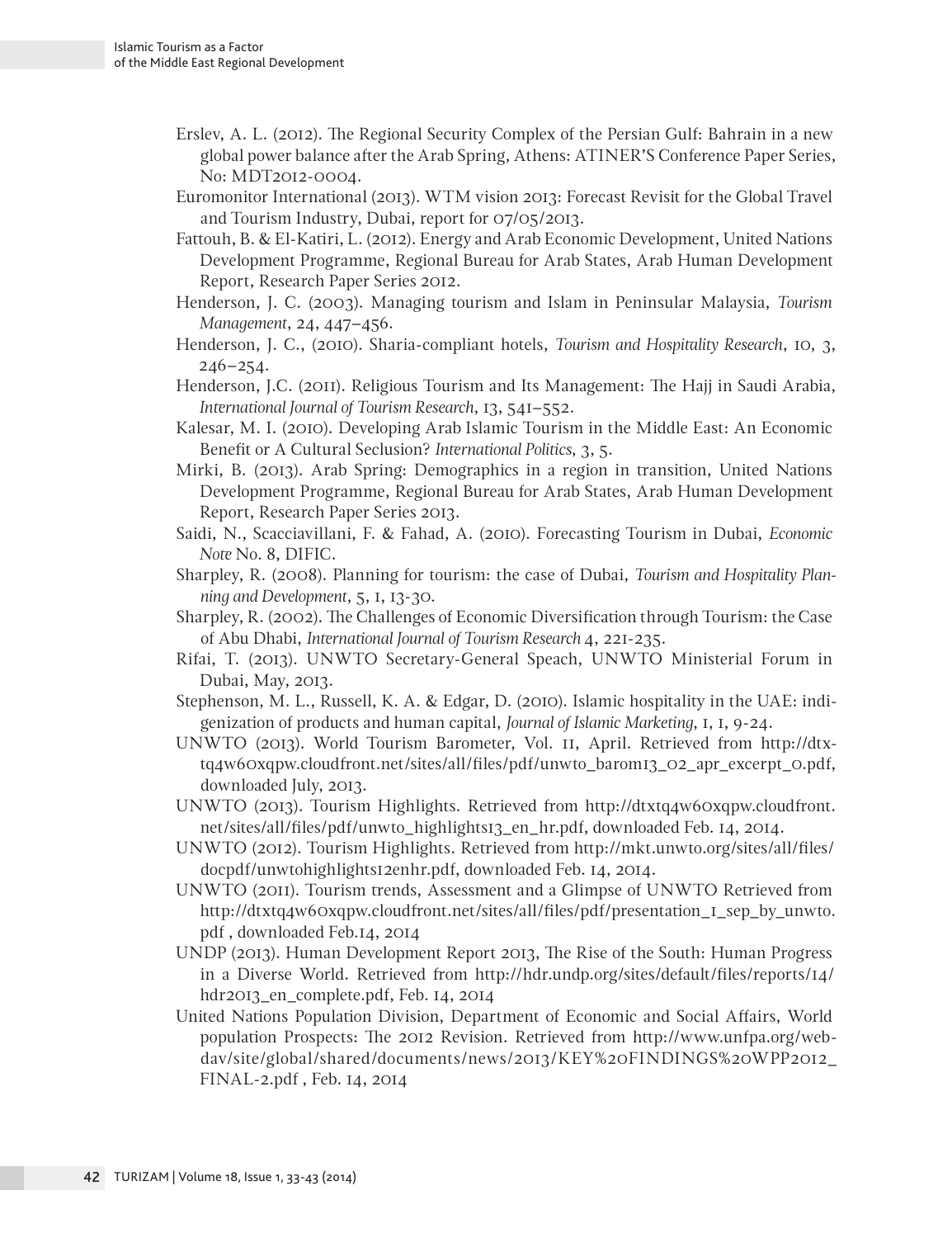Erslev, A. L. (2012). The Regional Security Complex of the Persian Gulf: Bahrain in a new global power balance after the Arab Spring, Athens: ATINER'S Conference Paper Series, No: MDT2012-0004.

Euromonitor International (2013). WTM vision 2013: Forecast Revisit for the Global Travel and Tourism Industry, Dubai, report for 07/05/2013.

Fattouh, B. & El-Katiri, L. (2012). Energy and Arab Economic Development, United Nations Development Programme, Regional Bureau for Arab States, Arab Human Development Report, Research Paper Series 2012.

Henderson, J. C. (2003). Managing tourism and Islam in Peninsular Malaysia, *Tourism Management*, 24, 447–456.

Henderson, J. C., (2010). Sharia-compliant hotels, *Tourism and Hospitality Research*, 10, 3, 246–254.

Henderson, J.C. (2011). Religious Tourism and Its Management: The Hajj in Saudi Arabia, *International Journal of Tourism Research*, 13, 541–552.

Kalesar, M. I. (2010). Developing Arab Islamic Tourism in the Middle East: An Economic Benefit or A Cultural Seclusion? *International Politics*, 3, 5.

Mirki, B. (2013). Arab Spring: Demographics in a region in transition, United Nations Development Programme, Regional Bureau for Arab States, Arab Human Development Report, Research Paper Series 2013.

Saidi, N., Scacciavillani, F. & Fahad, A. (2010). Forecasting Tourism in Dubai, *Economic Note* No. 8, DIFIC.

Sharpley, R. (2008). Planning for tourism: the case of Dubai, *Tourism and Hospitality Planning and Development*, 5, 1, 13-30.

Sharpley, R. (2002). The Challenges of Economic Diversification through Tourism: the Case of Abu Dhabi, *International Journal of Tourism Research* 4, 221-235.

Rifai, T. (2013). UNWTO Secretary-General Speach, UNWTO Ministerial Forum in Dubai, May, 2013.

Stephenson, M. L., Russell, K. A. & Edgar, D. (2010). Islamic hospitality in the UAE: indigenization of products and human capital, *Journal of Islamic Marketing*, 1, 1, 9-24.

UNWTO (2013). World Tourism Barometer, Vol. 11, April. Retrieved from http://dtxtq4w60xqpw.cloudfront.net/sites/all/files/pdf/unwto_barom13_02_apr_excerpt_0.pdf, downloaded July, 2013.

UNWTO (2013). Tourism Highlights. Retrieved from http://dtxtq4w60xqpw.cloudfront.net/sites/all/files/pdf/unwto_highlights13_en_hr.pdf, downloaded Feb. 14, 2014.

UNWTO (2012). Tourism Highlights. Retrieved from http://mkt.unwto.org/sites/all/files/docpdf/unwtohighlights12enhr.pdf, downloaded Feb. 14, 2014.

UNWTO (2011). Tourism trends, Assessment and a Glimpse of UNWTO Retrieved from http://dtxtq4w60xqpw.cloudfront.net/sites/all/files/pdf/presentation_1_sep_by_unwto.pdf , downloaded Feb.14, 2014

UNDP (2013). Human Development Report 2013, The Rise of the South: Human Progress in a Diverse World. Retrieved from http://hdr.undp.org/sites/default/files/reports/14/hdr2013_en_complete.pdf, Feb. 14, 2014

United Nations Population Division, Department of Economic and Social Affairs, World population Prospects: The 2012 Revision. Retrieved from http://www.unfpa.org/webdav/site/global/shared/documents/news/2013/KEY%20FINDINGS%20WPP2012_FINAL-2.pdf , Feb. 14, 2014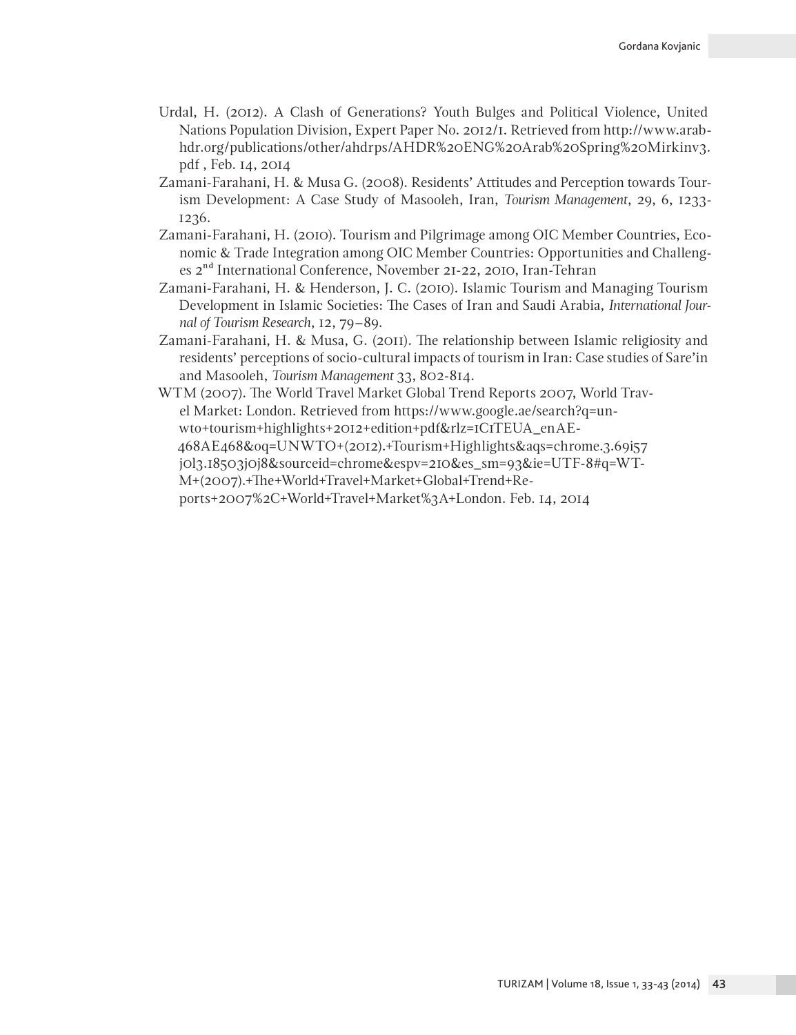Urdal, H. (2012). A Clash of Generations? Youth Bulges and Political Violence, United Nations Population Division, Expert Paper No. 2012/1. Retrieved from http://www.arab-hdr.org/publications/other/ahdrps/AHDR%20ENG%20Arab%20Spring%20Mirkinv3.pdf , Feb. 14, 2014

Zamani-Farahani, H. & Musa G. (2008). Residents' Attitudes and Perception towards Tourism Development: A Case Study of Masooleh, Iran, *Tourism Management*, 29, 6, 1233-1236.

Zamani-Farahani, H. (2010). Tourism and Pilgrimage among OIC Member Countries, Economic & Trade Integration among OIC Member Countries: Opportunities and Challenges 2nd International Conference, November 21-22, 2010, Iran-Tehran

Zamani-Farahani, H. & Henderson, J. C. (2010). Islamic Tourism and Managing Tourism Development in Islamic Societies: The Cases of Iran and Saudi Arabia, *International Journal of Tourism Research*, 12, 79–89.

Zamani-Farahani, H. & Musa, G. (2011). The relationship between Islamic religiosity and residents' perceptions of socio-cultural impacts of tourism in Iran: Case studies of Sare'in and Masooleh, *Tourism Management* 33, 802-814.

WTM (2007). The World Travel Market Global Trend Reports 2007, World Travel Market: London. Retrieved from https://www.google.ae/search?q=unwto+tourism+highlights+2012+edition+pdf&rlz=1C1TEUA_enAE468AE468&oq=UNWTO+(2012).+Tourism+Highlights&aqs=chrome.3.69i57j0l3.18503j0j8&sourceid=chrome&espv=210&es_sm=93&ie=UTF-8#q=WTM+(2007).+The+World+Travel+Market+Global+Trend+Reports+2007%2C+World+Travel+Market%3A+London. Feb. 14, 2014